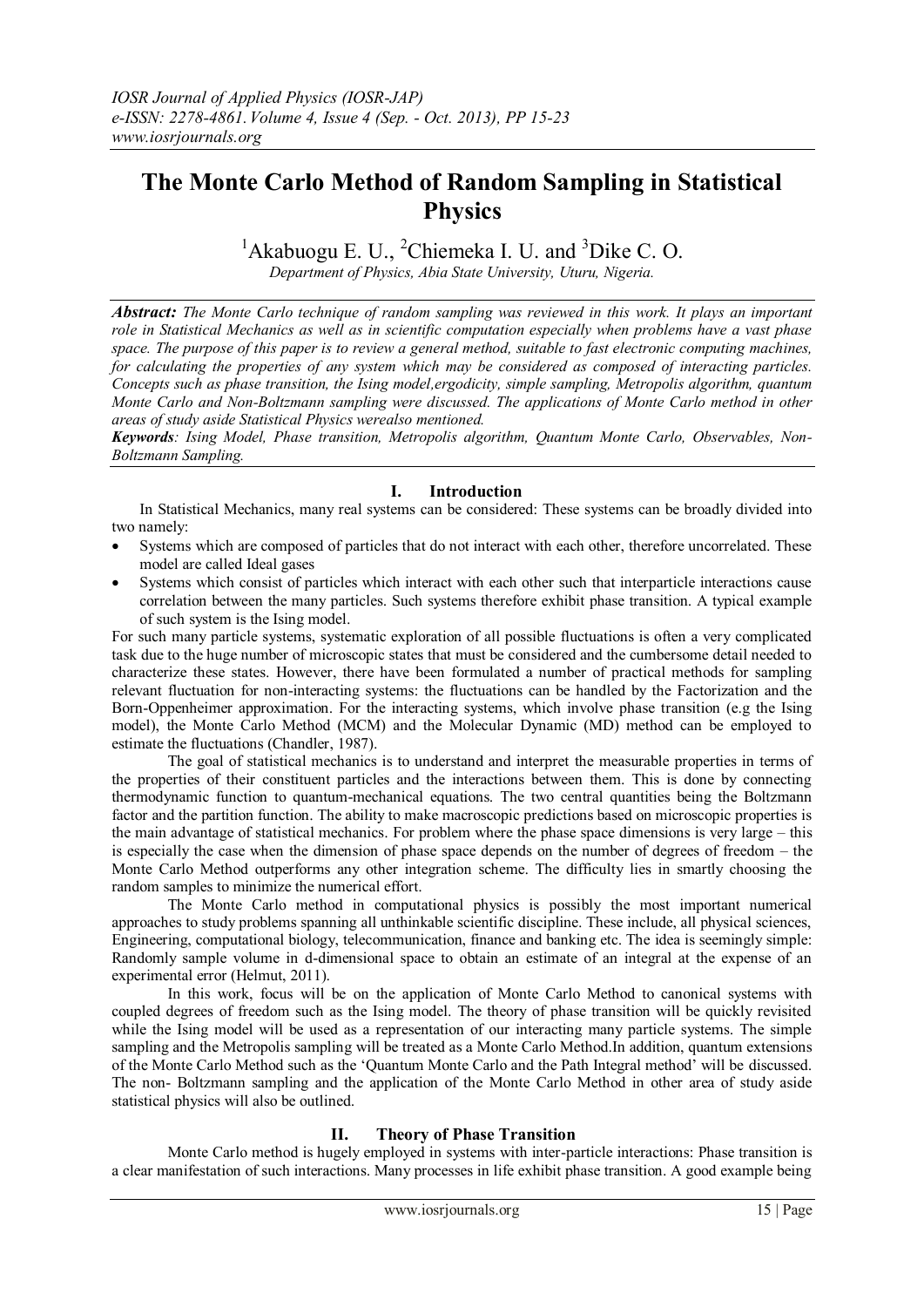# The Monte Carlo Method of Random Sampling in Statistical Physics

[1]Akabuogu E. U., [2]Chiemeka I. U. and [3]Dike C. O.

*Department of Physics, Abia State University, Uturu, Nigeria.*

***Abstract:*** *The Monte Carlo technique of random sampling was reviewed in this work. It plays an important role in Statistical Mechanics as well as in scientific computation especially when problems have a vast phase space. The purpose of this paper is to review a general method, suitable to fast electronic computing machines, for calculating the properties of any system which may be considered as composed of interacting particles. Concepts such as phase transition, the Ising model,ergodicity, simple sampling, Metropolis algorithm, quantum Monte Carlo and Non-Boltzmann sampling were discussed. The applications of Monte Carlo method in other areas of study aside Statistical Physics werealso mentioned.*

***Keywords****: Ising Model, Phase transition, Metropolis algorithm, Quantum Monte Carlo, Observables, Non-Boltzmann Sampling.*

## I. Introduction

In Statistical Mechanics, many real systems can be considered: These systems can be broadly divided into two namely:

- Systems which are composed of particles that do not interact with each other, therefore uncorrelated. These model are called Ideal gases
- Systems which consist of particles which interact with each other such that interparticle interactions cause correlation between the many particles. Such systems therefore exhibit phase transition. A typical example of such system is the Ising model.

For such many particle systems, systematic exploration of all possible fluctuations is often a very complicated task due to the huge number of microscopic states that must be considered and the cumbersome detail needed to characterize these states. However, there have been formulated a number of practical methods for sampling relevant fluctuation for non-interacting systems: the fluctuations can be handled by the Factorization and the Born-Oppenheimer approximation. For the interacting systems, which involve phase transition (e.g the Ising model), the Monte Carlo Method (MCM) and the Molecular Dynamic (MD) method can be employed to estimate the fluctuations (Chandler, 1987).

The goal of statistical mechanics is to understand and interpret the measurable properties in terms of the properties of their constituent particles and the interactions between them. This is done by connecting thermodynamic function to quantum-mechanical equations. The two central quantities being the Boltzmann factor and the partition function. The ability to make macroscopic predictions based on microscopic properties is the main advantage of statistical mechanics. For problem where the phase space dimensions is very large – this is especially the case when the dimension of phase space depends on the number of degrees of freedom – the Monte Carlo Method outperforms any other integration scheme. The difficulty lies in smartly choosing the random samples to minimize the numerical effort.

The Monte Carlo method in computational physics is possibly the most important numerical approaches to study problems spanning all unthinkable scientific discipline. These include, all physical sciences, Engineering, computational biology, telecommunication, finance and banking etc. The idea is seemingly simple: Randomly sample volume in d-dimensional space to obtain an estimate of an integral at the expense of an experimental error (Helmut, 2011).

In this work, focus will be on the application of Monte Carlo Method to canonical systems with coupled degrees of freedom such as the Ising model. The theory of phase transition will be quickly revisited while the Ising model will be used as a representation of our interacting many particle systems. The simple sampling and the Metropolis sampling will be treated as a Monte Carlo Method.In addition, quantum extensions of the Monte Carlo Method such as the 'Quantum Monte Carlo and the Path Integral method' will be discussed. The non- Boltzmann sampling and the application of the Monte Carlo Method in other area of study aside statistical physics will also be outlined.

## II. Theory of Phase Transition

Monte Carlo method is hugely employed in systems with inter-particle interactions: Phase transition is a clear manifestation of such interactions. Many processes in life exhibit phase transition. A good example being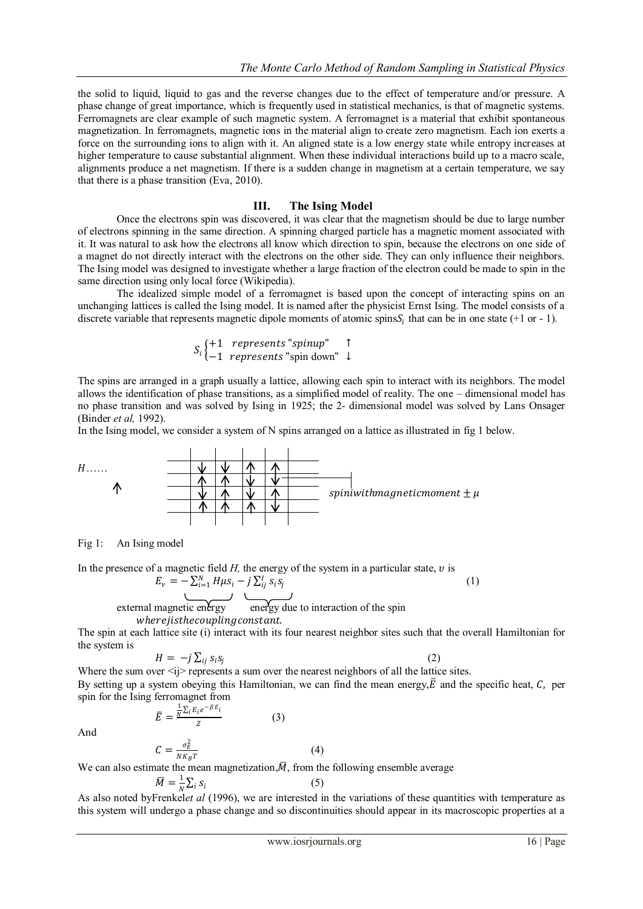the solid to liquid, liquid to gas and the reverse changes due to the effect of temperature and/or pressure. A phase change of great importance, which is frequently used in statistical mechanics, is that of magnetic systems. Ferromagnets are clear example of such magnetic system. A ferromagnet is a material that exhibit spontaneous magnetization. In ferromagnets, magnetic ions in the material align to create zero magnetism. Each ion exerts a force on the surrounding ions to align with it. An aligned state is a low energy state while entropy increases at higher temperature to cause substantial alignment. When these individual interactions build up to a macro scale, alignments produce a net magnetism. If there is a sudden change in magnetism at a certain temperature, we say that there is a phase transition (Eva, 2010).

## III. The Ising Model

Once the electrons spin was discovered, it was clear that the magnetism should be due to large number of electrons spinning in the same direction. A spinning charged particle has a magnetic moment associated with it. It was natural to ask how the electrons all know which direction to spin, because the electrons on one side of a magnet do not directly interact with the electrons on the other side. They can only influence their neighbors. The Ising model was designed to investigate whether a large fraction of the electron could be made to spin in the same direction using only local force (Wikipedia).

The idealized simple model of a ferromagnet is based upon the concept of interacting spins on an unchanging lattices is called the Ising model. It is named after the physicist Ernst Ising. The model consists of a discrete variable that represents magnetic dipole moments of atomic spins $S_i$ that can be in one state (+1 or - 1).

$$S_i \begin{cases} +1 & represents \text{ "spinup"} \quad \uparrow \\ -1 & represents \text{ "spin down"} \quad \downarrow \end{cases}$$

The spins are arranged in a graph usually a lattice, allowing each spin to interact with its neighbors. The model allows the identification of phase transitions, as a simplified model of reality. The one – dimensional model has no phase transition and was solved by Ising in 1925; the 2- dimensional model was solved by Lans Onsager (Binder *et al,* 1992).

In the Ising model, we consider a system of N spins arranged on a lattice as illustrated in fig 1 below.

$H$…… ↑ &nbsp;&nbsp; spin i with magnetic moment $\pm\mu$

Fig 1: An Ising model

In the presence of a magnetic field $H$, the energy of the system in a particular state, $\upsilon$ is

$$E_\nu = \underbrace{-\sum_{i=1}^{N} H\mu s_i}_{\text{external magnetic energy}} \underbrace{- j\sum_{ij}^{I} s_i s_j}_{\text{energy due to interaction of the spin}} \tag{1}$$

where $j$ is the coupling constant.

The spin at each lattice site (i) interact with its four nearest neighbor sites such that the overall Hamiltonian for the system is

$$H = -j\sum_{ij} s_i s_j \tag{2}$$

Where the sum over <ij> represents a sum over the nearest neighbors of all the lattice sites.

By setting up a system obeying this Hamiltonian, we can find the mean energy, $\bar{E}$ and the specific heat, $C$, per spin for the Ising ferromagnet from

$$\bar{E} = \frac{\frac{1}{N}\sum_i E_i e^{-\beta E_i}}{Z} \tag{3}$$

And

$$C = \frac{\sigma_E^2}{NK_BT} \tag{4}$$

We can also estimate the mean magnetization, $\bar{M}$, from the following ensemble average

$$\bar{M} = \frac{1}{N}\sum_i s_i \tag{5}$$

As also noted by Frenkel *et al* (1996), we are interested in the variations of these quantities with temperature as this system will undergo a phase change and so discontinuities should appear in its macroscopic properties at a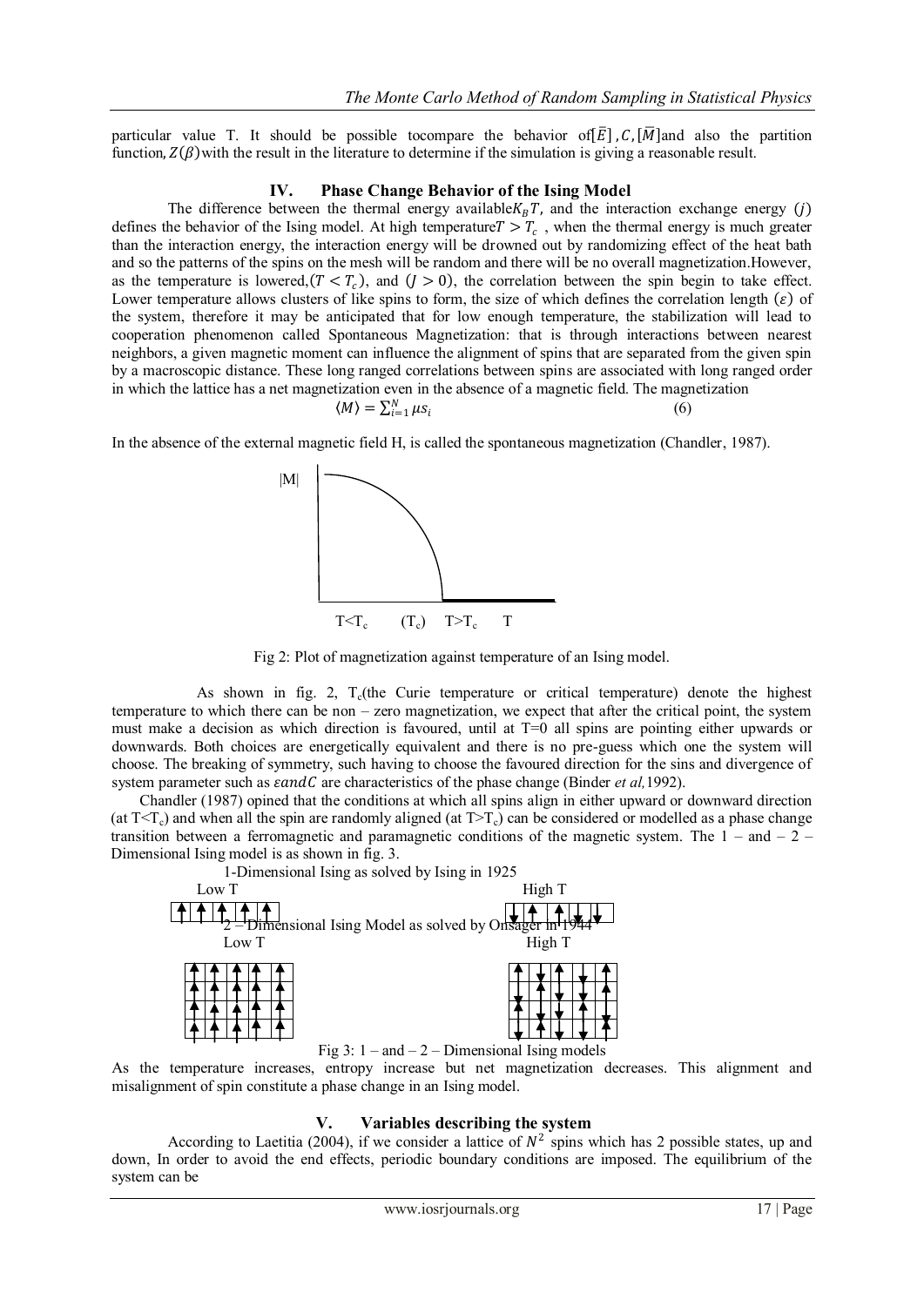particular value T. It should be possible tocompare the behavior of$[\bar{E}]$, $C$, $[\bar{M}]$and also the partition function, $Z(\beta)$with the result in the literature to determine if the simulation is giving a reasonable result.

## IV. Phase Change Behavior of the Ising Model

The difference between the thermal energy available$K_B T$, and the interaction exchange energy $(j)$ defines the behavior of the Ising model. At high temperature$T > T_c$ , when the thermal energy is much greater than the interaction energy, the interaction energy will be drowned out by randomizing effect of the heat bath and so the patterns of the spins on the mesh will be random and there will be no overall magnetization.However, as the temperature is lowered,$(T < T_c)$, and $(J > 0)$, the correlation between the spin begin to take effect. Lower temperature allows clusters of like spins to form, the size of which defines the correlation length $(\varepsilon)$ of the system, therefore it may be anticipated that for low enough temperature, the stabilization will lead to cooperation phenomenon called Spontaneous Magnetization: that is through interactions between nearest neighbors, a given magnetic moment can influence the alignment of spins that are separated from the given spin by a macroscopic distance. These long ranged correlations between spins are associated with long ranged order in which the lattice has a net magnetization even in the absence of a magnetic field. The magnetization

$$\langle M \rangle = \sum_{i=1}^{N} \mu s_i \tag{6}$$

In the absence of the external magnetic field H, is called the spontaneous magnetization (Chandler, 1987).

Fig 2: Plot of magnetization against temperature of an Ising model.

As shown in fig. 2, $T_c$(the Curie temperature or critical temperature) denote the highest temperature to which there can be non – zero magnetization, we expect that after the critical point, the system must make a decision as which direction is favoured, until at T=0 all spins are pointing either upwards or downwards. Both choices are energetically equivalent and there is no pre-guess which one the system will choose. The breaking of symmetry, such having to choose the favoured direction for the sins and divergence of system parameter such as $\varepsilon and C$ are characteristics of the phase change (Binder *et al,*1992).

Chandler (1987) opined that the conditions at which all spins align in either upward or downward direction (at $T<T_c$) and when all the spin are randomly aligned (at $T>T_c$) can be considered or modelled as a phase change transition between a ferromagnetic and paramagnetic conditions of the magnetic system. The 1 – and – 2 – Dimensional Ising model is as shown in fig. 3.

Fig 3: 1 – and – 2 – Dimensional Ising models

As the temperature increases, entropy increase but net magnetization decreases. This alignment and misalignment of spin constitute a phase change in an Ising model.

## V. Variables describing the system

According to Laetitia (2004), if we consider a lattice of $N^2$ spins which has 2 possible states, up and down, In order to avoid the end effects, periodic boundary conditions are imposed. The equilibrium of the system can be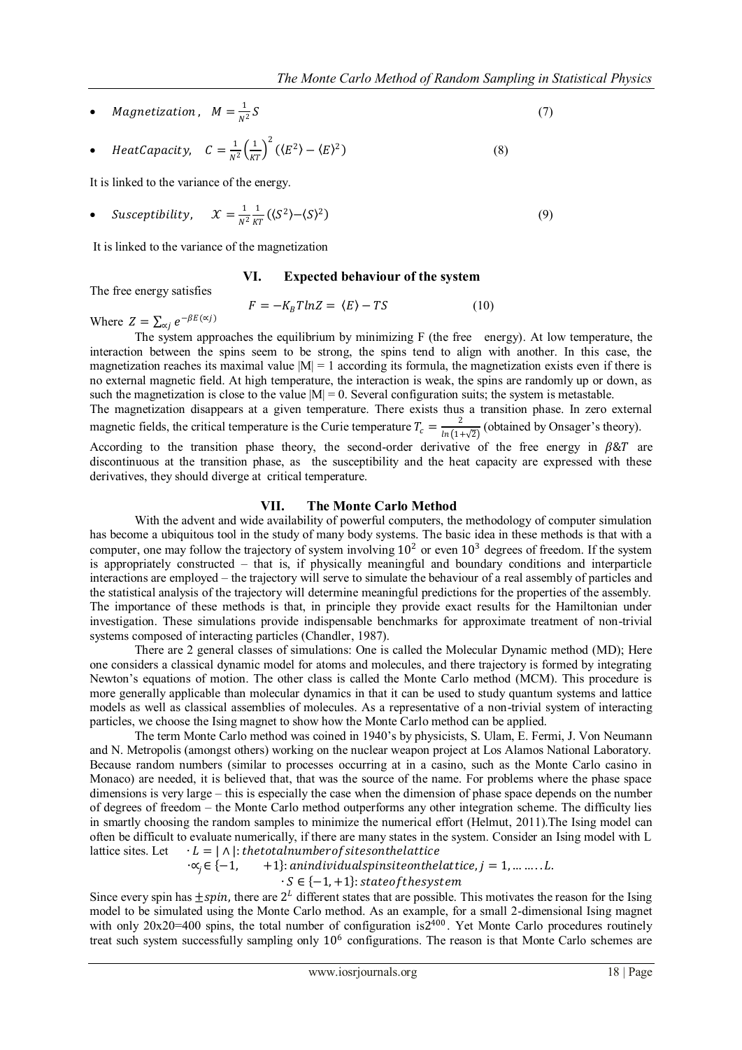- $Magnetization, \quad M = \frac{1}{N^2} S$ (7)

- $HeatCapacity, \quad C = \frac{1}{N^2}\left(\frac{1}{KT}\right)^2 (\langle E^2\rangle - \langle E\rangle^2)$ (8)

It is linked to the variance of the energy.

- $Susceptibility, \quad \mathcal{X} = \frac{1}{N^2}\frac{1}{KT}(\langle S^2\rangle - \langle S\rangle^2)$ (9)

It is linked to the variance of the magnetization

## VI. Expected behaviour of the system

The free energy satisfies

$$F = -K_B T \ln Z = \langle E\rangle - TS \quad (10)$$

Where $Z = \sum_{\propto j} e^{-\beta E(\propto j)}$

The system approaches the equilibrium by minimizing F (the free energy). At low temperature, the interaction between the spins seem to be strong, the spins tend to align with another. In this case, the magnetization reaches its maximal value $|M| = 1$ according its formula, the magnetization exists even if there is no external magnetic field. At high temperature, the interaction is weak, the spins are randomly up or down, as such the magnetization is close to the value $|M| = 0$. Several configuration suits; the system is metastable.

The magnetization disappears at a given temperature. There exists thus a transition phase. In zero external magnetic fields, the critical temperature is the Curie temperature $T_c = \frac{2}{\ln(1+\sqrt{2})}$ (obtained by Onsager's theory).

According to the transition phase theory, the second-order derivative of the free energy in $\beta \& T$ are discontinuous at the transition phase, as the susceptibility and the heat capacity are expressed with these derivatives, they should diverge at critical temperature.

## VII. The Monte Carlo Method

With the advent and wide availability of powerful computers, the methodology of computer simulation has become a ubiquitous tool in the study of many body systems. The basic idea in these methods is that with a computer, one may follow the trajectory of system involving $10^2$ or even $10^3$ degrees of freedom. If the system is appropriately constructed – that is, if physically meaningful and boundary conditions and interparticle interactions are employed – the trajectory will serve to simulate the behaviour of a real assembly of particles and the statistical analysis of the trajectory will determine meaningful predictions for the properties of the assembly. The importance of these methods is that, in principle they provide exact results for the Hamiltonian under investigation. These simulations provide indispensable benchmarks for approximate treatment of non-trivial systems composed of interacting particles (Chandler, 1987).

There are 2 general classes of simulations: One is called the Molecular Dynamic method (MD); Here one considers a classical dynamic model for atoms and molecules, and there trajectory is formed by integrating Newton's equations of motion. The other class is called the Monte Carlo method (MCM). This procedure is more generally applicable than molecular dynamics in that it can be used to study quantum systems and lattice models as well as classical assemblies of molecules. As a representative of a non-trivial system of interacting particles, we choose the Ising magnet to show how the Monte Carlo method can be applied.

The term Monte Carlo method was coined in 1940's by physicists, S. Ulam, E. Fermi, J. Von Neumann and N. Metropolis (amongst others) working on the nuclear weapon project at Los Alamos National Laboratory. Because random numbers (similar to processes occurring at in a casino, such as the Monte Carlo casino in Monaco) are needed, it is believed that, that was the source of the name. For problems where the phase space dimensions is very large – this is especially the case when the dimension of phase space depends on the number of degrees of freedom – the Monte Carlo method outperforms any other integration scheme. The difficulty lies in smartly choosing the random samples to minimize the numerical effort (Helmut, 2011).The Ising model can often be difficult to evaluate numerically, if there are many states in the system. Consider an Ising model with L lattice sites. Let $\cdot L = |\wedge|: thetotalnumberofsitesonthelattice$

$\cdot \propto_j \in \{-1, \quad +1\}: anindividualspinsiteonthelattice, j = 1, \ldots \ldots . . L.$

$\cdot S \in \{-1, +1\}: stateofthesystem$

Since every spin has $\pm spin$, there are $2^L$ different states that are possible. This motivates the reason for the Ising model to be simulated using the Monte Carlo method. As an example, for a small 2-dimensional Ising magnet with only 20x20=400 spins, the total number of configuration is$2^{400}$. Yet Monte Carlo procedures routinely treat such system successfully sampling only $10^6$ configurations. The reason is that Monte Carlo schemes are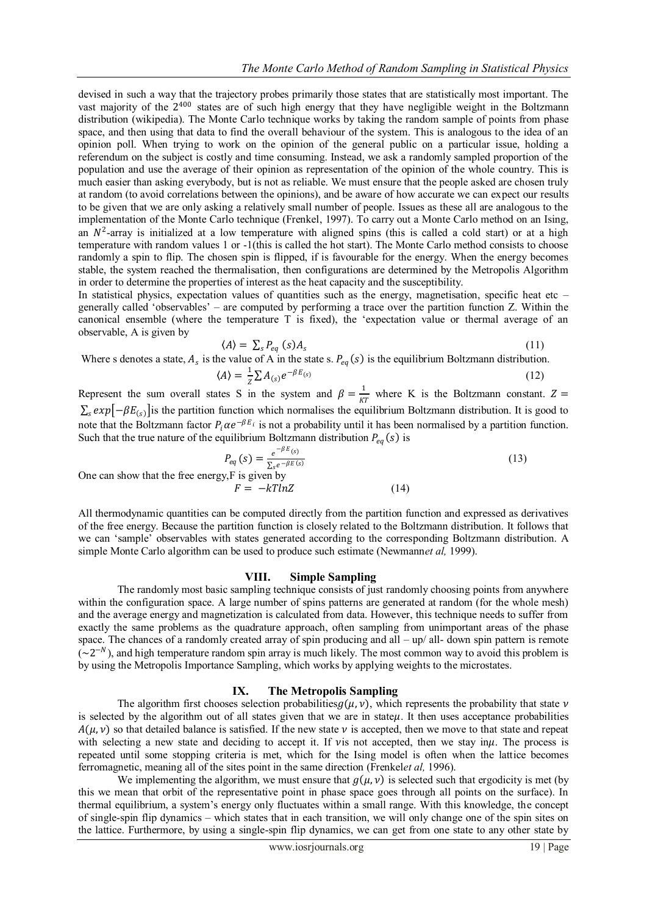devised in such a way that the trajectory probes primarily those states that are statistically most important. The vast majority of the $2^{400}$ states are of such high energy that they have negligible weight in the Boltzmann distribution (wikipedia). The Monte Carlo technique works by taking the random sample of points from phase space, and then using that data to find the overall behaviour of the system. This is analogous to the idea of an opinion poll. When trying to work on the opinion of the general public on a particular issue, holding a referendum on the subject is costly and time consuming. Instead, we ask a randomly sampled proportion of the population and use the average of their opinion as representation of the opinion of the whole country. This is much easier than asking everybody, but is not as reliable. We must ensure that the people asked are chosen truly at random (to avoid correlations between the opinions), and be aware of how accurate we can expect our results to be given that we are only asking a relatively small number of people. Issues as these all are analogous to the implementation of the Monte Carlo technique (Frenkel, 1997). To carry out a Monte Carlo method on an Ising, an $N^2$-array is initialized at a low temperature with aligned spins (this is called a cold start) or at a high temperature with random values 1 or -1(this is called the hot start). The Monte Carlo method consists to choose randomly a spin to flip. The chosen spin is flipped, if is favourable for the energy. When the energy becomes stable, the system reached the thermalisation, then configurations are determined by the Metropolis Algorithm in order to determine the properties of interest as the heat capacity and the susceptibility.

In statistical physics, expectation values of quantities such as the energy, magnetisation, specific heat etc – generally called 'observables' – are computed by performing a trace over the partition function Z. Within the canonical ensemble (where the temperature T is fixed), the 'expectation value or thermal average of an observable, A is given by

$$\langle A \rangle = \sum_s P_{eq}(s) A_s \tag{11}$$

Where s denotes a state, $A_s$ is the value of A in the state s. $P_{eq}(s)$ is the equilibrium Boltzmann distribution.

$$\langle A \rangle = \frac{1}{Z} \sum A_{(s)} e^{-\beta E_{(s)}} \tag{12}$$

Represent the sum overall states S in the system and $\beta = \frac{1}{KT}$ where K is the Boltzmann constant. $Z = \sum_s exp\left[-\beta E_{(s)}\right]$is the partition function which normalises the equilibrium Boltzmann distribution. It is good to note that the Boltzmann factor $P_i \alpha e^{-\beta E_i}$ is not a probability until it has been normalised by a partition function. Such that the true nature of the equilibrium Boltzmann distribution $P_{eq}(s)$ is

$$P_{eq}(s) = \frac{e^{-\beta E_{(s)}}}{\sum_s e^{-\beta E(s)}} \tag{13}$$

One can show that the free energy,F is given by

$$F = -kTlnZ \tag{14}$$

All thermodynamic quantities can be computed directly from the partition function and expressed as derivatives of the free energy. Because the partition function is closely related to the Boltzmann distribution. It follows that we can 'sample' observables with states generated according to the corresponding Boltzmann distribution. A simple Monte Carlo algorithm can be used to produce such estimate (Newmann*et al,* 1999).

## VIII. Simple Sampling

The randomly most basic sampling technique consists of just randomly choosing points from anywhere within the configuration space. A large number of spins patterns are generated at random (for the whole mesh) and the average energy and magnetization is calculated from data. However, this technique needs to suffer from exactly the same problems as the quadrature approach, often sampling from unimportant areas of the phase space. The chances of a randomly created array of spin producing and all – up/ all- down spin pattern is remote ($\sim 2^{-N}$), and high temperature random spin array is much likely. The most common way to avoid this problem is by using the Metropolis Importance Sampling, which works by applying weights to the microstates.

## IX. The Metropolis Sampling

The algorithm first chooses selection probabilities$g(\mu, \nu)$, which represents the probability that state $\nu$ is selected by the algorithm out of all states given that we are in state$\mu$. It then uses acceptance probabilities $A(\mu, \nu)$ so that detailed balance is satisfied. If the new state $\nu$ is accepted, then we move to that state and repeat with selecting a new state and deciding to accept it. If $\nu$is not accepted, then we stay in$\mu$. The process is repeated until some stopping criteria is met, which for the Ising model is often when the lattice becomes ferromagnetic, meaning all of the sites point in the same direction (Frenkel*et al,* 1996).

We implementing the algorithm, we must ensure that $g(\mu, \nu)$ is selected such that ergodicity is met (by this we mean that orbit of the representative point in phase space goes through all points on the surface). In thermal equilibrium, a system's energy only fluctuates within a small range. With this knowledge, the concept of single-spin flip dynamics – which states that in each transition, we will only change one of the spin sites on the lattice. Furthermore, by using a single-spin flip dynamics, we can get from one state to any other state by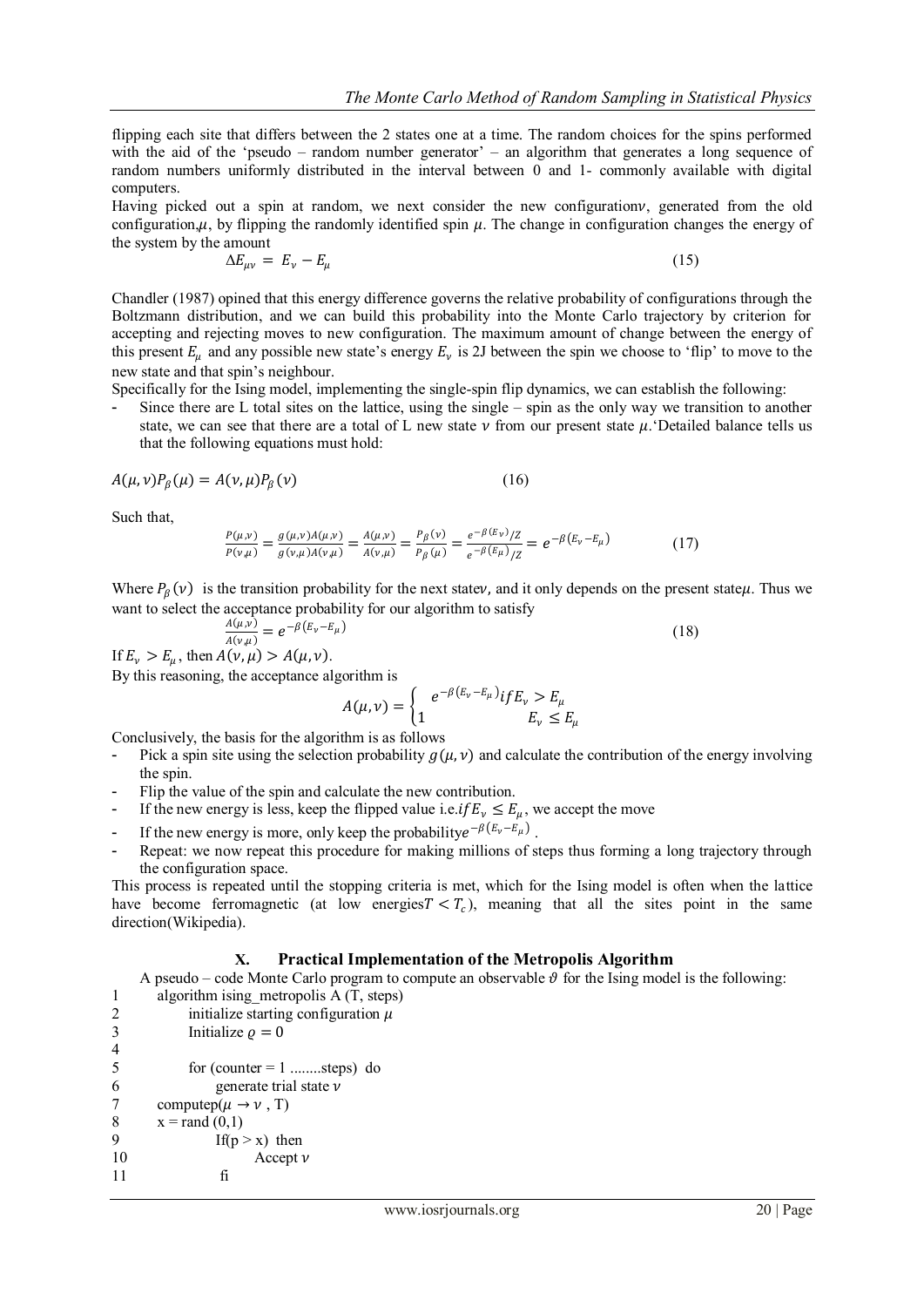flipping each site that differs between the 2 states one at a time. The random choices for the spins performed with the aid of the 'pseudo – random number generator' – an algorithm that generates a long sequence of random numbers uniformly distributed in the interval between 0 and 1- commonly available with digital computers.

Having picked out a spin at random, we next consider the new configuration$\nu$, generated from the old configuration,$\mu$, by flipping the randomly identified spin $\mu$. The change in configuration changes the energy of the system by the amount

$$\Delta E_{\mu\nu} = E_{\nu} - E_{\mu} \tag{15}$$

Chandler (1987) opined that this energy difference governs the relative probability of configurations through the Boltzmann distribution, and we can build this probability into the Monte Carlo trajectory by criterion for accepting and rejecting moves to new configuration. The maximum amount of change between the energy of this present $E_{\mu}$ and any possible new state's energy $E_{\nu}$ is 2J between the spin we choose to 'flip' to move to the new state and that spin's neighbour.

Specifically for the Ising model, implementing the single-spin flip dynamics, we can establish the following:

- Since there are L total sites on the lattice, using the single – spin as the only way we transition to another state, we can see that there are a total of L new state $\nu$ from our present state $\mu$.'Detailed balance tells us that the following equations must hold:

$$A(\mu,\nu)P_{\beta}(\mu) = A(\nu,\mu)P_{\beta}(\nu) \tag{16}$$

Such that,

$$\frac{P(\mu,\nu)}{P(\nu,\mu)} = \frac{g(\mu,\nu)A(\mu,\nu)}{g(\nu,\mu)A(\nu,\mu)} = \frac{A(\mu,\nu)}{A(\nu,\mu)} = \frac{P_{\beta}(\nu)}{P_{\beta}(\mu)} = \frac{e^{-\beta(E_{\nu})}/Z}{e^{-\beta(E_{\mu})}/Z} = e^{-\beta(E_{\nu}-E_{\mu})} \tag{17}$$

Where $P_{\beta}(\nu)$ is the transition probability for the next state$\nu$, and it only depends on the present state$\mu$. Thus we want to select the acceptance probability for our algorithm to satisfy

$$\frac{A(\mu,\nu)}{A(\nu,\mu)} = e^{-\beta(E_{\nu}-E_{\mu})} \tag{18}$$

If $E_{\nu} > E_{\mu}$, then $A(\nu,\mu) > A(\mu,\nu)$.

By this reasoning, the acceptance algorithm is

$$A(\mu,\nu) = \begin{cases} e^{-\beta(E_{\nu}-E_{\mu})} if E_{\nu} > E_{\mu} \\ 1 \qquad\qquad\qquad E_{\nu} \le E_{\mu} \end{cases}$$

Conclusively, the basis for the algorithm is as follows

- Pick a spin site using the selection probability $g(\mu,\nu)$ and calculate the contribution of the energy involving the spin.
- Flip the value of the spin and calculate the new contribution.
- If the new energy is less, keep the flipped value i.e.$if E_{\nu} \le E_{\mu}$, we accept the move
- If the new energy is more, only keep the probability$e^{-\beta(E_{\nu}-E_{\mu})}$.
- Repeat: we now repeat this procedure for making millions of steps thus forming a long trajectory through the configuration space.

This process is repeated until the stopping criteria is met, which for the Ising model is often when the lattice have become ferromagnetic (at low energies$T < T_c$), meaning that all the sites point in the same direction(Wikipedia).

## X. Practical Implementation of the Metropolis Algorithm

A pseudo – code Monte Carlo program to compute an observable $\vartheta$ for the Ising model is the following:

```
1      algorithm ising_metropolis A (T, steps)
2            initialize starting configuration μ
3            Initialize ϱ = 0
4
5            for (counter = 1 ........steps)  do
6                  generate trial state ν
7      computep(μ → ν , T)
8      x = rand (0,1)
9                  If(p > x)  then
10                       Accept ν
11                 fi
```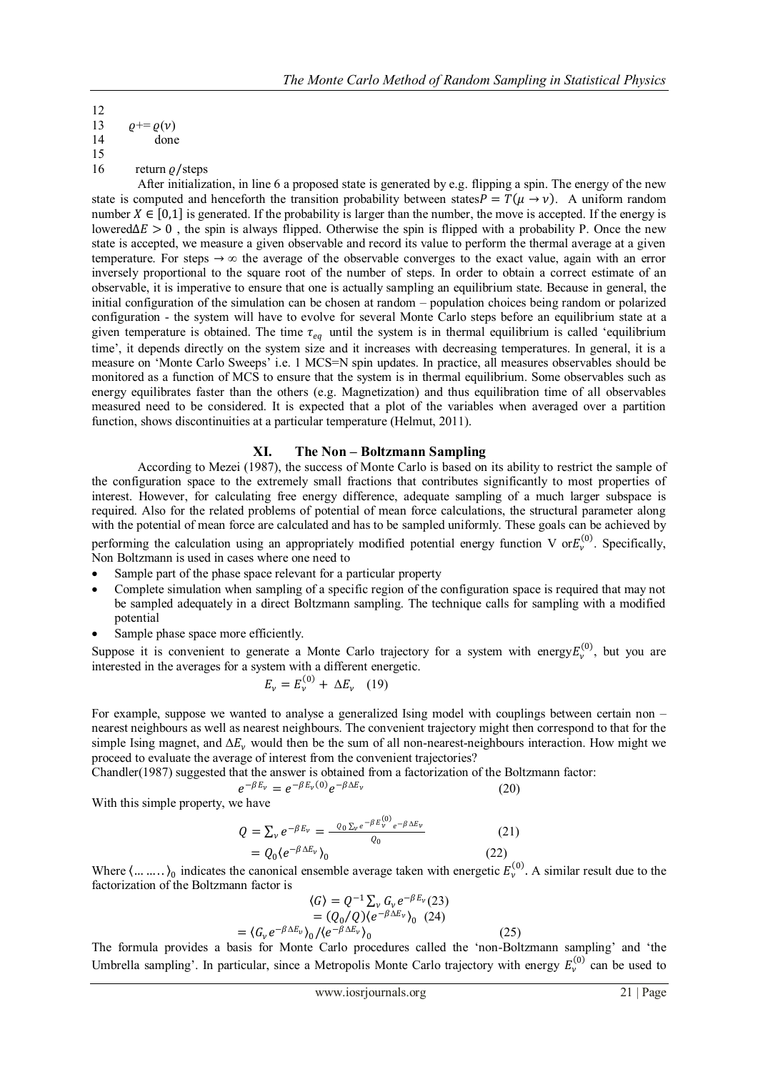```
12
13      ϱ+= ϱ(ν)
14          done
15
16      return ϱ/steps
```

After initialization, in line 6 a proposed state is generated by e.g. flipping a spin. The energy of the new state is computed and henceforth the transition probability between states$P = T(\mu \rightarrow \nu)$. A uniform random number $X \in [0,1]$ is generated. If the probability is larger than the number, the move is accepted. If the energy is lowered$\Delta E > 0$ , the spin is always flipped. Otherwise the spin is flipped with a probability P. Once the new state is accepted, we measure a given observable and record its value to perform the thermal average at a given temperature. For steps $\rightarrow \infty$ the average of the observable converges to the exact value, again with an error inversely proportional to the square root of the number of steps. In order to obtain a correct estimate of an observable, it is imperative to ensure that one is actually sampling an equilibrium state. Because in general, the initial configuration of the simulation can be chosen at random – population choices being random or polarized configuration - the system will have to evolve for several Monte Carlo steps before an equilibrium state at a given temperature is obtained. The time $\tau_{eq}$ until the system is in thermal equilibrium is called 'equilibrium time', it depends directly on the system size and it increases with decreasing temperatures. In general, it is a measure on 'Monte Carlo Sweeps' i.e. 1 MCS=N spin updates. In practice, all measures observables should be monitored as a function of MCS to ensure that the system is in thermal equilibrium. Some observables such as energy equilibrates faster than the others (e.g. Magnetization) and thus equilibration time of all observables measured need to be considered. It is expected that a plot of the variables when averaged over a partition function, shows discontinuities at a particular temperature (Helmut, 2011).

## XI. The Non – Boltzmann Sampling

According to Mezei (1987), the success of Monte Carlo is based on its ability to restrict the sample of the configuration space to the extremely small fractions that contributes significantly to most properties of interest. However, for calculating free energy difference, adequate sampling of a much larger subspace is required. Also for the related problems of potential of mean force calculations, the structural parameter along with the potential of mean force are calculated and has to be sampled uniformly. These goals can be achieved by performing the calculation using an appropriately modified potential energy function V or$E_\nu^{(0)}$. Specifically, Non Boltzmann is used in cases where one need to

- Sample part of the phase space relevant for a particular property
- Complete simulation when sampling of a specific region of the configuration space is required that may not be sampled adequately in a direct Boltzmann sampling. The technique calls for sampling with a modified potential
- Sample phase space more efficiently.

Suppose it is convenient to generate a Monte Carlo trajectory for a system with energy$E_\nu^{(0)}$, but you are interested in the averages for a system with a different energetic.

$$E_\nu = E_\nu^{(0)} + \Delta E_\nu \quad (19)$$

For example, suppose we wanted to analyse a generalized Ising model with couplings between certain non – nearest neighbours as well as nearest neighbours. The convenient trajectory might then correspond to that for the simple Ising magnet, and $\Delta E_\nu$ would then be the sum of all non-nearest-neighbours interaction. How might we proceed to evaluate the average of interest from the convenient trajectories?

Chandler(1987) suggested that the answer is obtained from a factorization of the Boltzmann factor:

$$e^{-\beta E_\nu} = e^{-\beta E_\nu(0)} e^{-\beta \Delta E_\nu} \quad (20)$$

With this simple property, we have

$$Q = \sum_\nu e^{-\beta E_\nu} = \frac{Q_0 \sum_\nu e^{-\beta E_\nu^{(0)}} e^{-\beta \Delta E_\nu}}{Q_0} \quad (21)$$

$$= Q_0 \langle e^{-\beta \Delta E_\nu} \rangle_0 \quad (22)$$

Where $\langle \ldots \ldots \rangle_0$ indicates the canonical ensemble average taken with energetic $E_\nu^{(0)}$. A similar result due to the factorization of the Boltzmann factor is

$$\langle G \rangle = Q^{-1} \sum_\nu G_\nu e^{-\beta E_\nu} \quad (23)$$

$$= (Q_0/Q) \langle e^{-\beta \Delta E_\nu} \rangle_0 \quad (24)$$

$$= \langle G_\nu e^{-\beta \Delta E_\nu} \rangle_0 / \langle e^{-\beta \Delta E_\nu} \rangle_0 \quad (25)$$

The formula provides a basis for Monte Carlo procedures called the 'non-Boltzmann sampling' and 'the Umbrella sampling'. In particular, since a Metropolis Monte Carlo trajectory with energy $E_\nu^{(0)}$ can be used to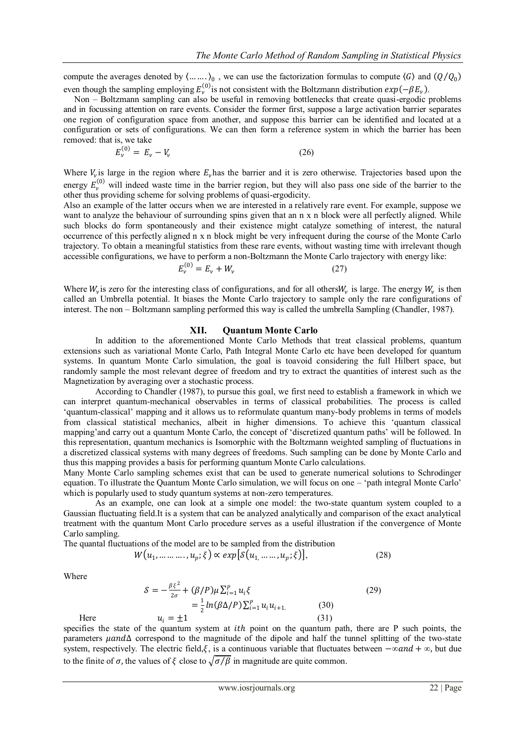compute the averages denoted by $\langle \ldots\ldots \rangle_0$ , we can use the factorization formulas to compute $\langle G \rangle$ and $(Q/Q_0)$ even though the sampling employing $E_\nu^{(0)}$is not consistent with the Boltzmann distribution $exp(-\beta E_\nu)$.

Non – Boltzmann sampling can also be useful in removing bottlenecks that create quasi-ergodic problems and in focussing attention on rare events. Consider the former first, suppose a large activation barrier separates one region of configuration space from another, and suppose this barrier can be identified and located at a configuration or sets of configurations. We can then form a reference system in which the barrier has been removed: that is, we take

$$E_\nu^{(0)} = E_\nu - V_\nu \tag{26}$$

Where $V_\nu$ is large in the region where $E_\nu$ has the barrier and it is zero otherwise. Trajectories based upon the energy $E_\nu^{(0)}$ will indeed waste time in the barrier region, but they will also pass one side of the barrier to the other thus providing scheme for solving problems of quasi-ergodicity.

Also an example of the latter occurs when we are interested in a relatively rare event. For example, suppose we want to analyze the behaviour of surrounding spins given that an n x n block were all perfectly aligned. While such blocks do form spontaneously and their existence might catalyze something of interest, the natural occurrence of this perfectly aligned n x n block might be very infrequent during the course of the Monte Carlo trajectory. To obtain a meaningful statistics from these rare events, without wasting time with irrelevant though accessible configurations, we have to perform a non-Boltzmann the Monte Carlo trajectory with energy like:

$$E_\nu^{(0)} = E_\nu + W_\nu \tag{27}$$

Where $W_\nu$ is zero for the interesting class of configurations, and for all others$W_\nu$ is large. The energy $W_\nu$ is then called an Umbrella potential. It biases the Monte Carlo trajectory to sample only the rare configurations of interest. The non – Boltzmann sampling performed this way is called the umbrella Sampling (Chandler, 1987).

## XII. Quantum Monte Carlo

In addition to the aforementioned Monte Carlo Methods that treat classical problems, quantum extensions such as variational Monte Carlo, Path Integral Monte Carlo etc have been developed for quantum systems. In quantum Monte Carlo simulation, the goal is toavoid considering the full Hilbert space, but randomly sample the most relevant degree of freedom and try to extract the quantities of interest such as the Magnetization by averaging over a stochastic process.

According to Chandler (1987), to pursue this goal, we first need to establish a framework in which we can interpret quantum-mechanical observables in terms of classical probabilities. The process is called 'quantum-classical' mapping and it allows us to reformulate quantum many-body problems in terms of models from classical statistical mechanics, albeit in higher dimensions. To achieve this 'quantum classical mapping'and carry out a quantum Monte Carlo, the concept of 'discretized quantum paths' will be followed. In this representation, quantum mechanics is Isomorphic with the Boltzmann weighted sampling of fluctuations in a discretized classical systems with many degrees of freedoms. Such sampling can be done by Monte Carlo and thus this mapping provides a basis for performing quantum Monte Carlo calculations.

Many Monte Carlo sampling schemes exist that can be used to generate numerical solutions to Schrodinger equation. To illustrate the Quantum Monte Carlo simulation, we will focus on one – 'path integral Monte Carlo' which is popularly used to study quantum systems at non-zero temperatures.

As an example, one can look at a simple one model: the two-state quantum system coupled to a Gaussian fluctuating field.It is a system that can be analyzed analytically and comparison of the exact analytical treatment with the quantum Mont Carlo procedure serves as a useful illustration if the convergence of Monte Carlo sampling.

The quantal fluctuations of the model are to be sampled from the distribution

$$W(u_1, \ldots\ldots\ldots, u_p; \xi) \propto exp[\mathcal{S}(u_1, \ldots\ldots, u_p; \xi)], \tag{28}$$

Where

$$\mathcal{S} = -\frac{\beta\xi^2}{2\sigma} + (\beta/P)\mu \sum_{i=1}^{P} u_i \xi \tag{29}$$

$$= \frac{1}{2} ln(\beta\Delta/P) \sum_{i=1}^{P} u_i u_{i+1.} \tag{30}$$

Here

$$u_i = \pm 1 \tag{31}$$

specifies the state of the quantum system at $ith$ point on the quantum path, there are P such points, the parameters $\mu and \Delta$ correspond to the magnitude of the dipole and half the tunnel splitting of the two-state system, respectively. The electric field,$\xi$, is a continuous variable that fluctuates between $-\infty and +\infty$, but due to the finite of $\sigma$, the values of $\xi$ close to $\sqrt{\sigma/\beta}$ in magnitude are quite common.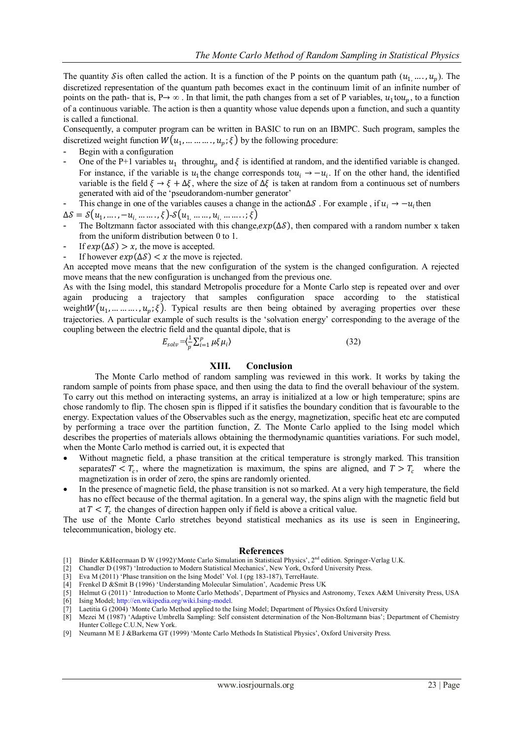The quantity $\mathcal{S}$ is often called the action. It is a function of the P points on the quantum path $(u_1, \ldots, u_p)$. The discretized representation of the quantum path becomes exact in the continuum limit of an infinite number of points on the path- that is, P→ ∞ . In that limit, the path changes from a set of P variables, $u_1$ to $u_p$, to a function of a continuous variable. The action is then a quantity whose value depends upon a function, and such a quantity is called a functional.

Consequently, a computer program can be written in BASIC to run on an IBMPC. Such program, samples the discretized weight function $W(u_1, \ldots\ldots\ldots, u_p; \xi)$ by the following procedure:

- Begin with a configuration
- One of the P+1 variables $u_1$ through $u_p$ and $\xi$ is identified at random, and the identified variable is changed. For instance, if the variable is $u_1$ the change corresponds to $u_i \rightarrow -u_i$. If on the other hand, the identified variable is the field $\xi \rightarrow \xi + \Delta\xi$, where the size of $\Delta\xi$ is taken at random from a continuous set of numbers generated with aid of the 'pseudorandom-number generator'
- This change in one of the variables causes a change in the action $\Delta\mathcal{S}$ . For example , if $u_i \rightarrow -u_i$ then

$\Delta\mathcal{S} = \mathcal{S}(u_1, \ldots, -u_i, \ldots\ldots, \xi) - \mathcal{S}(u_1, \ldots\ldots, u_i, \ldots\ldots; \xi)$

- The Boltzmann factor associated with this change, $exp(\Delta\mathcal{S})$, then compared with a random number x taken from the uniform distribution between 0 to 1.
- If $exp(\Delta\mathcal{S}) > x$, the move is accepted.
- If however $exp(\Delta\mathcal{S}) < x$ the move is rejected.

An accepted move means that the new configuration of the system is the changed configuration. A rejected move means that the new configuration is unchanged from the previous one.

As with the Ising model, this standard Metropolis procedure for a Monte Carlo step is repeated over and over again producing a trajectory that samples configuration space according to the statistical weight $W(u_1, \ldots\ldots\ldots, u_p; \xi)$. Typical results are then being obtained by averaging properties over these trajectories. A particular example of such results is the 'solvation energy' corresponding to the average of the coupling between the electric field and the quantal dipole, that is

$$E_{solv} = \langle \frac{1}{p} \sum_{i=1}^{P} \mu\xi\mu_i \rangle \qquad (32)$$

## XIII. Conclusion

The Monte Carlo method of random sampling was reviewed in this work. It works by taking the random sample of points from phase space, and then using the data to find the overall behaviour of the system. To carry out this method on interacting systems, an array is initialized at a low or high temperature; spins are chose randomly to flip. The chosen spin is flipped if it satisfies the boundary condition that is favourable to the energy. Expectation values of the Observables such as the energy, magnetization, specific heat etc are computed by performing a trace over the partition function, Z. The Monte Carlo applied to the Ising model which describes the properties of materials allows obtaining the thermodynamic quantities variations. For such model, when the Monte Carlo method is carried out, it is expected that

- Without magnetic field, a phase transition at the critical temperature is strongly marked. This transition separates $T < T_c$, where the magnetization is maximum, the spins are aligned, and $T > T_c$ where the magnetization is in order of zero, the spins are randomly oriented.
- In the presence of magnetic field, the phase transition is not so marked. At a very high temperature, the field has no effect because of the thermal agitation. In a general way, the spins align with the magnetic field but at $T < T_c$ the changes of direction happen only if field is above a critical value.

The use of the Monte Carlo stretches beyond statistical mechanics as its use is seen in Engineering, telecommunication, biology etc.

## References

[1] Binder K&Heermaan D W (1992)'Monte Carlo Simulation in Statistical Physics', 2nd edition. Springer-Verlag U.K.

[2] Chandler D (1987) 'Introduction to Modern Statistical Mechanics', New York, Oxford University Press.

[3] Eva M (2011) 'Phase transition on the Ising Model' Vol. I (pg 183-187), TerreHaute.

[4] Frenkel D &Smit B (1996) 'Understanding Molecular Simulation', Academic Press UK

[5] Helmut G (2011) ' Introduction to Monte Carlo Methods', Department of Physics and Astronomy, Texex A&M University Press, USA

[6] Ising Model; http://en.wikipedia.org/wiki.Ising-model.

[7] Laetitia G (2004) 'Monte Carlo Method applied to the Ising Model; Department of Physics Oxford University

[8] Mezei M (1987) 'Adaptive Umbrella Sampling: Self consistent determination of the Non-Boltzmann bias'; Department of Chemistry Hunter College C.U.N, New York.

[9] Neumann M E J &Barkema GT (1999) 'Monte Carlo Methods In Statistical Physics', Oxford University Press.